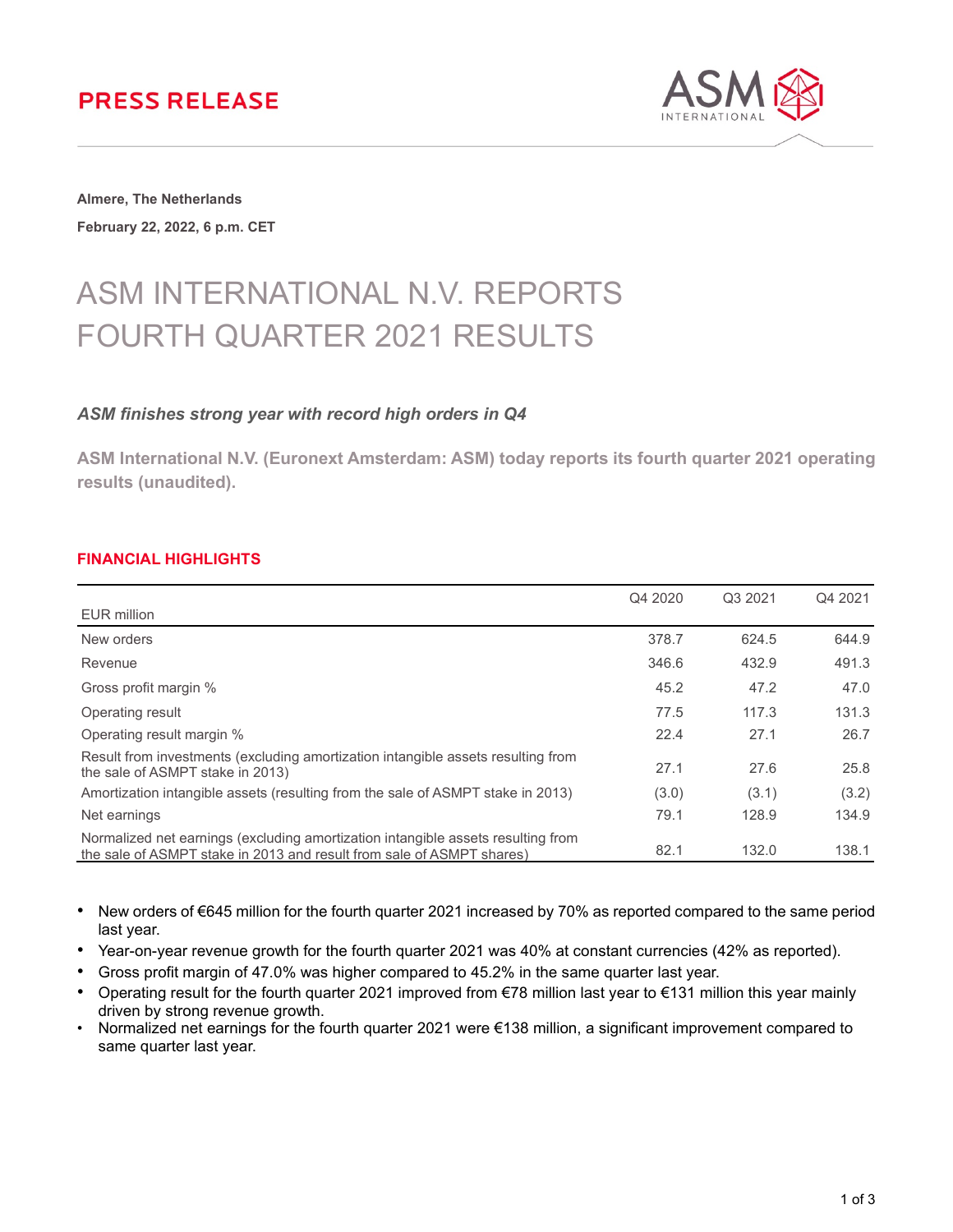# PRESS RELEASE

**Almere, The Netherlands**

**February 22, 2022, 6 p.m. CET**

# ASM INTERNATIONAL N.V. REPORTS FOURTH QUARTER 2021 RESULTS

### *ASM finishes strong year with record high orders in Q4*

**ASM International N.V. (Euronext Amsterdam: ASM) today reports its fourth quarter 2021 operating results (unaudited).**

## FINANCIAL HIGHLIGHTS

| EUR million | Q4 2020 | Q3 2021 | Q4 2021 |
|---|---|---|---|
| New orders | 378.7 | 624.5 | 644.9 |
| Revenue | 346.6 | 432.9 | 491.3 |
| Gross profit margin % | 45.2 | 47.2 | 47.0 |
| Operating result | 77.5 | 117.3 | 131.3 |
| Operating result margin % | 22.4 | 27.1 | 26.7 |
| Result from investments (excluding amortization intangible assets resulting from the sale of ASMPT stake in 2013) | 27.1 | 27.6 | 25.8 |
| Amortization intangible assets (resulting from the sale of ASMPT stake in 2013) | (3.0) | (3.1) | (3.2) |
| Net earnings | 79.1 | 128.9 | 134.9 |
| Normalized net earnings (excluding amortization intangible assets resulting from the sale of ASMPT stake in 2013 and result from sale of ASMPT shares) | 82.1 | 132.0 | 138.1 |

- New orders of €645 million for the fourth quarter 2021 increased by 70% as reported compared to the same period last year.
- Year-on-year revenue growth for the fourth quarter 2021 was 40% at constant currencies (42% as reported).
- Gross profit margin of 47.0% was higher compared to 45.2% in the same quarter last year.
- Operating result for the fourth quarter 2021 improved from €78 million last year to €131 million this year mainly driven by strong revenue growth.
- Normalized net earnings for the fourth quarter 2021 were €138 million, a significant improvement compared to same quarter last year.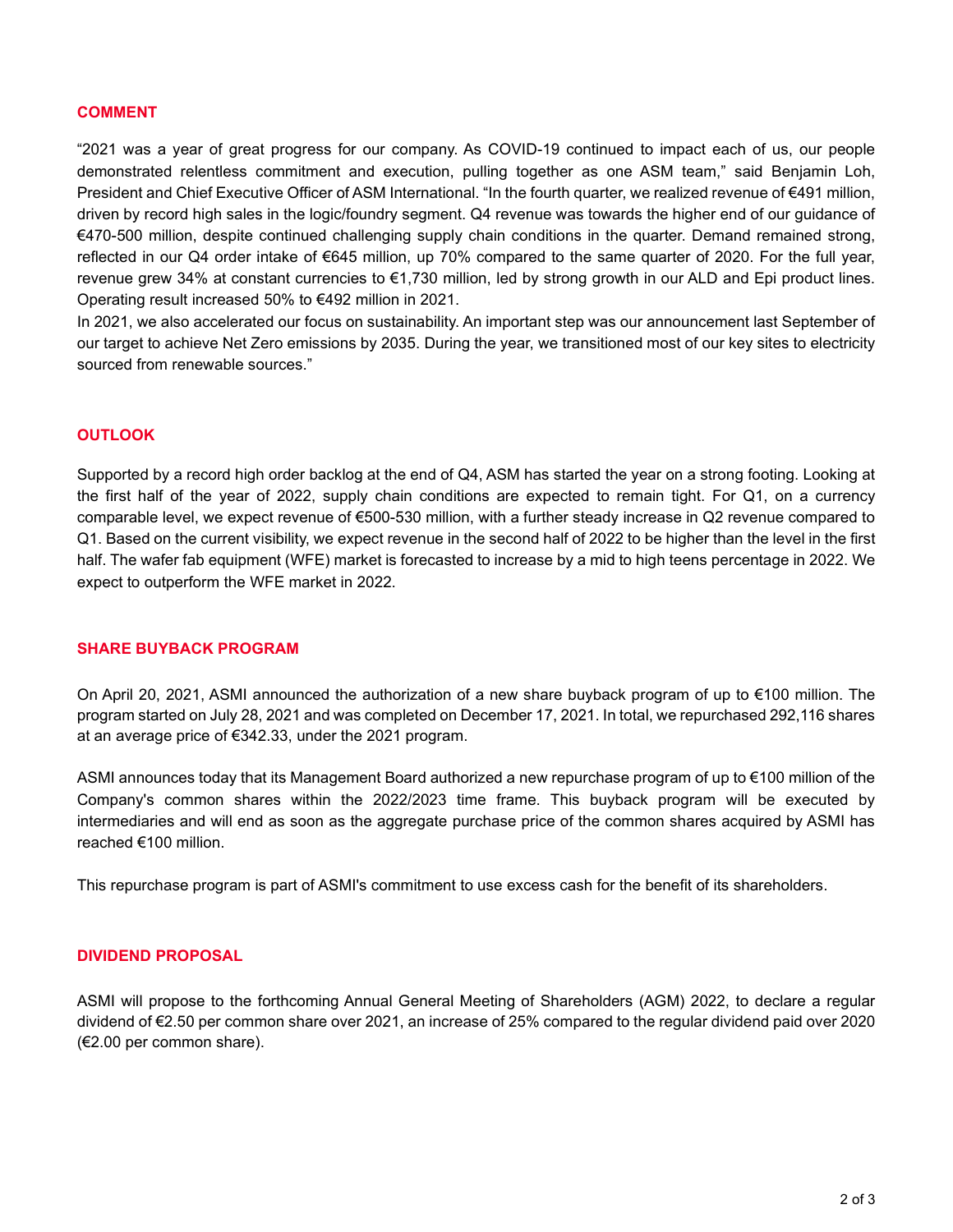## COMMENT

"2021 was a year of great progress for our company. As COVID-19 continued to impact each of us, our people demonstrated relentless commitment and execution, pulling together as one ASM team," said Benjamin Loh, President and Chief Executive Officer of ASM International. "In the fourth quarter, we realized revenue of €491 million, driven by record high sales in the logic/foundry segment. Q4 revenue was towards the higher end of our guidance of €470-500 million, despite continued challenging supply chain conditions in the quarter. Demand remained strong, reflected in our Q4 order intake of €645 million, up 70% compared to the same quarter of 2020. For the full year, revenue grew 34% at constant currencies to €1,730 million, led by strong growth in our ALD and Epi product lines. Operating result increased 50% to €492 million in 2021.

In 2021, we also accelerated our focus on sustainability. An important step was our announcement last September of our target to achieve Net Zero emissions by 2035. During the year, we transitioned most of our key sites to electricity sourced from renewable sources."

## OUTLOOK

Supported by a record high order backlog at the end of Q4, ASM has started the year on a strong footing. Looking at the first half of the year of 2022, supply chain conditions are expected to remain tight. For Q1, on a currency comparable level, we expect revenue of €500-530 million, with a further steady increase in Q2 revenue compared to Q1. Based on the current visibility, we expect revenue in the second half of 2022 to be higher than the level in the first half. The wafer fab equipment (WFE) market is forecasted to increase by a mid to high teens percentage in 2022. We expect to outperform the WFE market in 2022.

## SHARE BUYBACK PROGRAM

On April 20, 2021, ASMI announced the authorization of a new share buyback program of up to €100 million. The program started on July 28, 2021 and was completed on December 17, 2021. In total, we repurchased 292,116 shares at an average price of €342.33, under the 2021 program.

ASMI announces today that its Management Board authorized a new repurchase program of up to €100 million of the Company's common shares within the 2022/2023 time frame. This buyback program will be executed by intermediaries and will end as soon as the aggregate purchase price of the common shares acquired by ASMI has reached €100 million.

This repurchase program is part of ASMI's commitment to use excess cash for the benefit of its shareholders.

## DIVIDEND PROPOSAL

ASMI will propose to the forthcoming Annual General Meeting of Shareholders (AGM) 2022, to declare a regular dividend of €2.50 per common share over 2021, an increase of 25% compared to the regular dividend paid over 2020 (€2.00 per common share).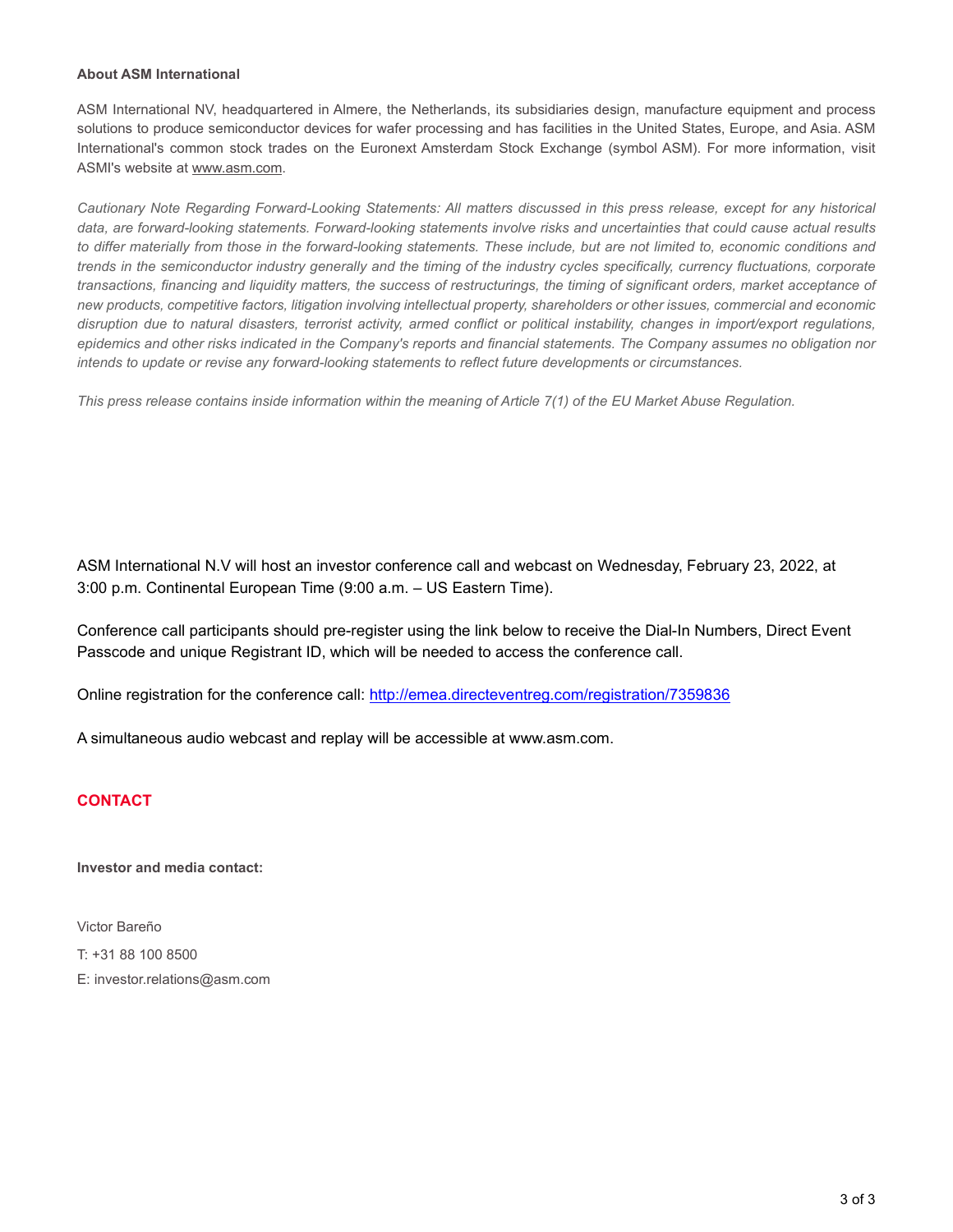**About ASM International**

ASM International NV, headquartered in Almere, the Netherlands, its subsidiaries design, manufacture equipment and process solutions to produce semiconductor devices for wafer processing and has facilities in the United States, Europe, and Asia. ASM International's common stock trades on the Euronext Amsterdam Stock Exchange (symbol ASM). For more information, visit ASMI's website at www.asm.com.

*Cautionary Note Regarding Forward-Looking Statements: All matters discussed in this press release, except for any historical data, are forward-looking statements. Forward-looking statements involve risks and uncertainties that could cause actual results to differ materially from those in the forward-looking statements. These include, but are not limited to, economic conditions and trends in the semiconductor industry generally and the timing of the industry cycles specifically, currency fluctuations, corporate transactions, financing and liquidity matters, the success of restructurings, the timing of significant orders, market acceptance of new products, competitive factors, litigation involving intellectual property, shareholders or other issues, commercial and economic disruption due to natural disasters, terrorist activity, armed conflict or political instability, changes in import/export regulations, epidemics and other risks indicated in the Company's reports and financial statements. The Company assumes no obligation nor intends to update or revise any forward-looking statements to reflect future developments or circumstances.*

*This press release contains inside information within the meaning of Article 7(1) of the EU Market Abuse Regulation.*

ASM International N.V will host an investor conference call and webcast on Wednesday, February 23, 2022, at 3:00 p.m. Continental European Time (9:00 a.m. – US Eastern Time).

Conference call participants should pre-register using the link below to receive the Dial-In Numbers, Direct Event Passcode and unique Registrant ID, which will be needed to access the conference call.

Online registration for the conference call: http://emea.directeventreg.com/registration/7359836

A simultaneous audio webcast and replay will be accessible at www.asm.com.

## CONTACT

**Investor and media contact:**

Victor Bareño

T: +31 88 100 8500

E: investor.relations@asm.com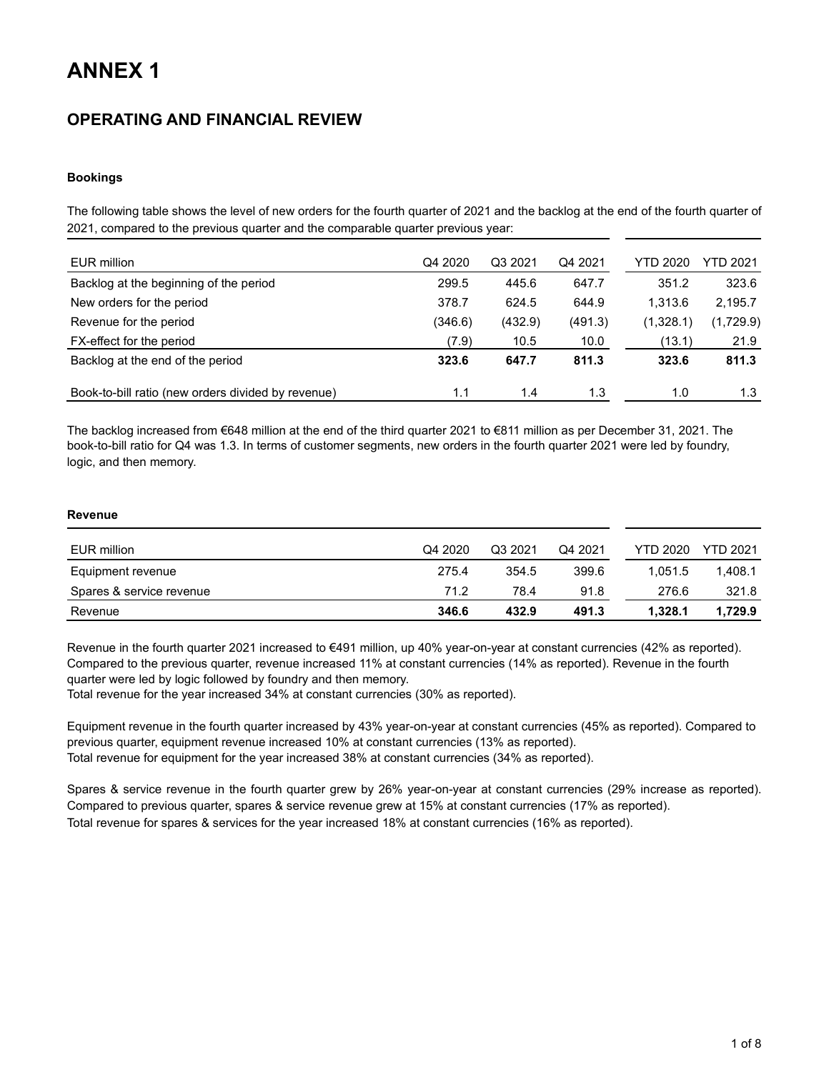# ANNEX 1

## OPERATING AND FINANCIAL REVIEW

### Bookings

The following table shows the level of new orders for the fourth quarter of 2021 and the backlog at the end of the fourth quarter of 2021, compared to the previous quarter and the comparable quarter previous year:

| EUR million | Q4 2020 | Q3 2021 | Q4 2021 | YTD 2020 | YTD 2021 |
|---|---|---|---|---|---|
| Backlog at the beginning of the period | 299.5 | 445.6 | 647.7 | 351.2 | 323.6 |
| New orders for the period | 378.7 | 624.5 | 644.9 | 1,313.6 | 2,195.7 |
| Revenue for the period | (346.6) | (432.9) | (491.3) | (1,328.1) | (1,729.9) |
| FX-effect for the period | (7.9) | 10.5 | 10.0 | (13.1) | 21.9 |
| Backlog at the end of the period | **323.6** | **647.7** | **811.3** | **323.6** | **811.3** |
| Book-to-bill ratio (new orders divided by revenue) | 1.1 | 1.4 | 1.3 | 1.0 | 1.3 |

The backlog increased from €648 million at the end of the third quarter 2021 to €811 million as per December 31, 2021. The book-to-bill ratio for Q4 was 1.3. In terms of customer segments, new orders in the fourth quarter 2021 were led by foundry, logic, and then memory.

### Revenue

| EUR million | Q4 2020 | Q3 2021 | Q4 2021 | YTD 2020 | YTD 2021 |
|---|---|---|---|---|---|
| Equipment revenue | 275.4 | 354.5 | 399.6 | 1,051.5 | 1,408.1 |
| Spares & service revenue | 71.2 | 78.4 | 91.8 | 276.6 | 321.8 |
| Revenue | **346.6** | **432.9** | **491.3** | **1,328.1** | **1,729.9** |

Revenue in the fourth quarter 2021 increased to €491 million, up 40% year-on-year at constant currencies (42% as reported). Compared to the previous quarter, revenue increased 11% at constant currencies (14% as reported). Revenue in the fourth quarter were led by logic followed by foundry and then memory.
Total revenue for the year increased 34% at constant currencies (30% as reported).

Equipment revenue in the fourth quarter increased by 43% year-on-year at constant currencies (45% as reported). Compared to previous quarter, equipment revenue increased 10% at constant currencies (13% as reported).
Total revenue for equipment for the year increased 38% at constant currencies (34% as reported).

Spares & service revenue in the fourth quarter grew by 26% year-on-year at constant currencies (29% increase as reported). Compared to previous quarter, spares & service revenue grew at 15% at constant currencies (17% as reported).
Total revenue for spares & services for the year increased 18% at constant currencies (16% as reported).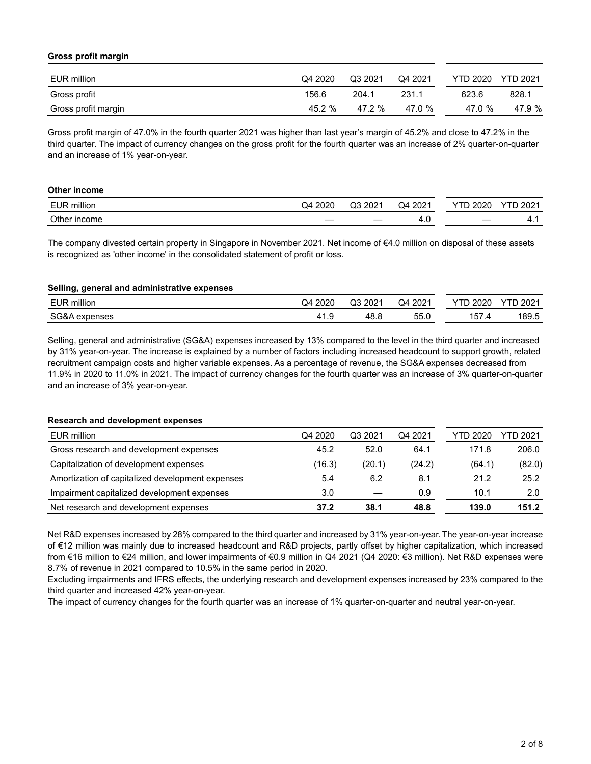**Gross profit margin**

| EUR million | Q4 2020 | Q3 2021 | Q4 2021 | YTD 2020 | YTD 2021 |
|---|---|---|---|---|---|
| Gross profit | 156.6 | 204.1 | 231.1 | 623.6 | 828.1 |
| Gross profit margin | 45.2 % | 47.2 % | 47.0 % | 47.0 % | 47.9 % |

Gross profit margin of 47.0% in the fourth quarter 2021 was higher than last year's margin of 45.2% and close to 47.2% in the third quarter. The impact of currency changes on the gross profit for the fourth quarter was an increase of 2% quarter-on-quarter and an increase of 1% year-on-year.

**Other income**

| EUR million | Q4 2020 | Q3 2021 | Q4 2021 | YTD 2020 | YTD 2021 |
|---|---|---|---|---|---|
| Other income | — | — | 4.0 | — | 4.1 |

The company divested certain property in Singapore in November 2021. Net income of €4.0 million on disposal of these assets is recognized as 'other income' in the consolidated statement of profit or loss.

**Selling, general and administrative expenses**

| EUR million | Q4 2020 | Q3 2021 | Q4 2021 | YTD 2020 | YTD 2021 |
|---|---|---|---|---|---|
| SG&A expenses | 41.9 | 48.8 | 55.0 | 157.4 | 189.5 |

Selling, general and administrative (SG&A) expenses increased by 13% compared to the level in the third quarter and increased by 31% year-on-year. The increase is explained by a number of factors including increased headcount to support growth, related recruitment campaign costs and higher variable expenses. As a percentage of revenue, the SG&A expenses decreased from 11.9% in 2020 to 11.0% in 2021. The impact of currency changes for the fourth quarter was an increase of 3% quarter-on-quarter and an increase of 3% year-on-year.

**Research and development expenses**

| EUR million | Q4 2020 | Q3 2021 | Q4 2021 | YTD 2020 | YTD 2021 |
|---|---|---|---|---|---|
| Gross research and development expenses | 45.2 | 52.0 | 64.1 | 171.8 | 206.0 |
| Capitalization of development expenses | (16.3) | (20.1) | (24.2) | (64.1) | (82.0) |
| Amortization of capitalized development expenses | 5.4 | 6.2 | 8.1 | 21.2 | 25.2 |
| Impairment capitalized development expenses | 3.0 | — | 0.9 | 10.1 | 2.0 |
| **Net research and development expenses** | **37.2** | **38.1** | **48.8** | **139.0** | **151.2** |

Net R&D expenses increased by 28% compared to the third quarter and increased by 31% year-on-year. The year-on-year increase of €12 million was mainly due to increased headcount and R&D projects, partly offset by higher capitalization, which increased from €16 million to €24 million, and lower impairments of €0.9 million in Q4 2021 (Q4 2020: €3 million). Net R&D expenses were 8.7% of revenue in 2021 compared to 10.5% in the same period in 2020.
Excluding impairments and IFRS effects, the underlying research and development expenses increased by 23% compared to the third quarter and increased 42% year-on-year.
The impact of currency changes for the fourth quarter was an increase of 1% quarter-on-quarter and neutral year-on-year.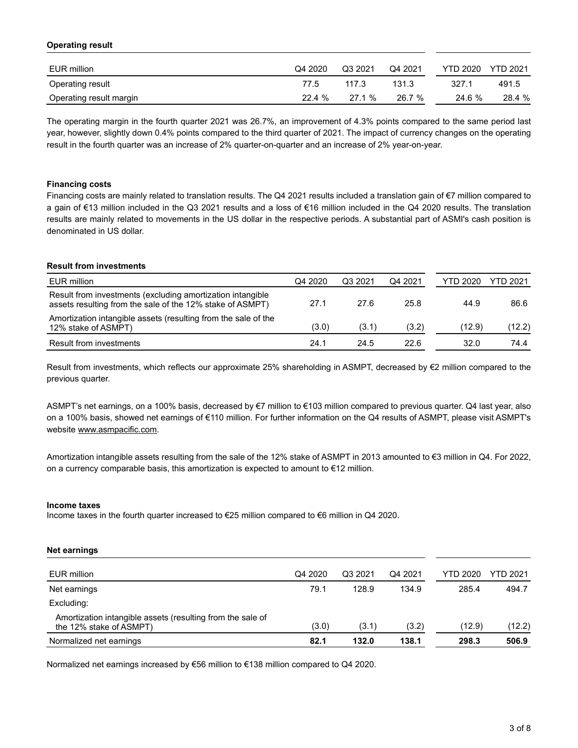**Operating result**

| EUR million | Q4 2020 | Q3 2021 | Q4 2021 | YTD 2020 | YTD 2021 |
|---|---|---|---|---|---|
| Operating result | 77.5 | 117.3 | 131.3 | 327.1 | 491.5 |
| Operating result margin | 22.4 % | 27.1 % | 26.7 % | 24.6 % | 28.4 % |

The operating margin in the fourth quarter 2021 was 26.7%, an improvement of 4.3% points compared to the same period last year, however, slightly down 0.4% points compared to the third quarter of 2021. The impact of currency changes on the operating result in the fourth quarter was an increase of 2% quarter-on-quarter and an increase of 2% year-on-year.

**Financing costs**

Financing costs are mainly related to translation results. The Q4 2021 results included a translation gain of €7 million compared to a gain of €13 million included in the Q3 2021 results and a loss of €16 million included in the Q4 2020 results. The translation results are mainly related to movements in the US dollar in the respective periods. A substantial part of ASMI's cash position is denominated in US dollar.

**Result from investments**

| EUR million | Q4 2020 | Q3 2021 | Q4 2021 | YTD 2020 | YTD 2021 |
|---|---|---|---|---|---|
| Result from investments (excluding amortization intangible assets resulting from the sale of the 12% stake of ASMPT) | 27.1 | 27.6 | 25.8 | 44.9 | 86.6 |
| Amortization intangible assets (resulting from the sale of the 12% stake of ASMPT) | (3.0) | (3.1) | (3.2) | (12.9) | (12.2) |
| Result from investments | 24.1 | 24.5 | 22.6 | 32.0 | 74.4 |

Result from investments, which reflects our approximate 25% shareholding in ASMPT, decreased by €2 million compared to the previous quarter.

ASMPT's net earnings, on a 100% basis, decreased by €7 million to €103 million compared to previous quarter. Q4 last year, also on a 100% basis, showed net earnings of €110 million. For further information on the Q4 results of ASMPT, please visit ASMPT's website www.asmpacific.com.

Amortization intangible assets resulting from the sale of the 12% stake of ASMPT in 2013 amounted to €3 million in Q4. For 2022, on a currency comparable basis, this amortization is expected to amount to €12 million.

**Income taxes**

Income taxes in the fourth quarter increased to €25 million compared to €6 million in Q4 2020.

**Net earnings**

| EUR million | Q4 2020 | Q3 2021 | Q4 2021 | YTD 2020 | YTD 2021 |
|---|---|---|---|---|---|
| Net earnings | 79.1 | 128.9 | 134.9 | 285.4 | 494.7 |
| Excluding: | | | | | |
| Amortization intangible assets (resulting from the sale of the 12% stake of ASMPT) | (3.0) | (3.1) | (3.2) | (12.9) | (12.2) |
| Normalized net earnings | **82.1** | **132.0** | **138.1** | **298.3** | **506.9** |

Normalized net earnings increased by €56 million to €138 million compared to Q4 2020.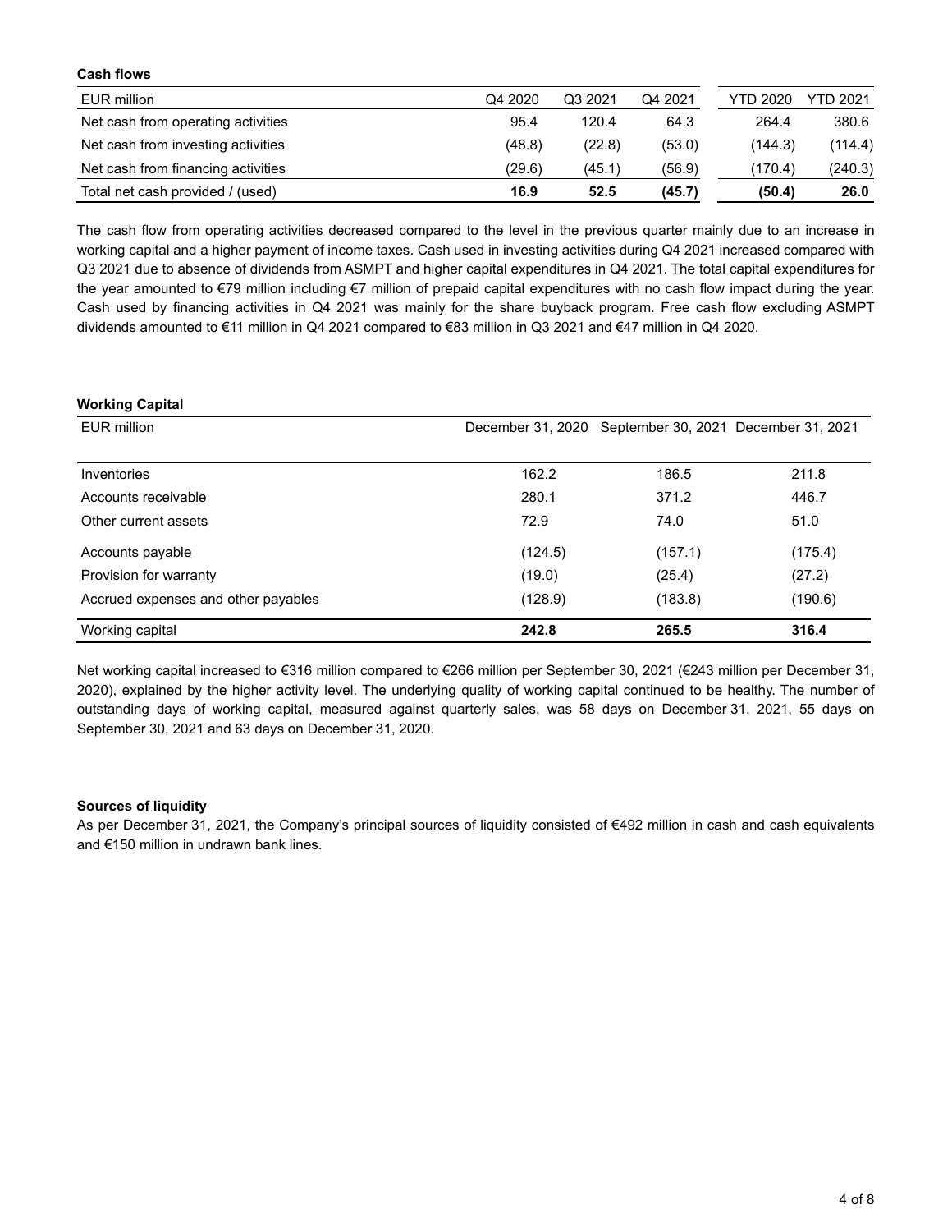**Cash flows**

| EUR million | Q4 2020 | Q3 2021 | Q4 2021 | YTD 2020 | YTD 2021 |
|---|---|---|---|---|---|
| Net cash from operating activities | 95.4 | 120.4 | 64.3 | 264.4 | 380.6 |
| Net cash from investing activities | (48.8) | (22.8) | (53.0) | (144.3) | (114.4) |
| Net cash from financing activities | (29.6) | (45.1) | (56.9) | (170.4) | (240.3) |
| **Total net cash provided / (used)** | **16.9** | **52.5** | **(45.7)** | **(50.4)** | **26.0** |

The cash flow from operating activities decreased compared to the level in the previous quarter mainly due to an increase in working capital and a higher payment of income taxes. Cash used in investing activities during Q4 2021 increased compared with Q3 2021 due to absence of dividends from ASMPT and higher capital expenditures in Q4 2021. The total capital expenditures for the year amounted to €79 million including €7 million of prepaid capital expenditures with no cash flow impact during the year. Cash used by financing activities in Q4 2021 was mainly for the share buyback program. Free cash flow excluding ASMPT dividends amounted to €11 million in Q4 2021 compared to €83 million in Q3 2021 and €47 million in Q4 2020.

**Working Capital**

| EUR million | December 31, 2020 | September 30, 2021 | December 31, 2021 |
|---|---|---|---|
| Inventories | 162.2 | 186.5 | 211.8 |
| Accounts receivable | 280.1 | 371.2 | 446.7 |
| Other current assets | 72.9 | 74.0 | 51.0 |
| Accounts payable | (124.5) | (157.1) | (175.4) |
| Provision for warranty | (19.0) | (25.4) | (27.2) |
| Accrued expenses and other payables | (128.9) | (183.8) | (190.6) |
| Working capital | **242.8** | **265.5** | **316.4** |

Net working capital increased to €316 million compared to €266 million per September 30, 2021 (€243 million per December 31, 2020), explained by the higher activity level. The underlying quality of working capital continued to be healthy. The number of outstanding days of working capital, measured against quarterly sales, was 58 days on December 31, 2021, 55 days on September 30, 2021 and 63 days on December 31, 2020.

**Sources of liquidity**

As per December 31, 2021, the Company's principal sources of liquidity consisted of €492 million in cash and cash equivalents and €150 million in undrawn bank lines.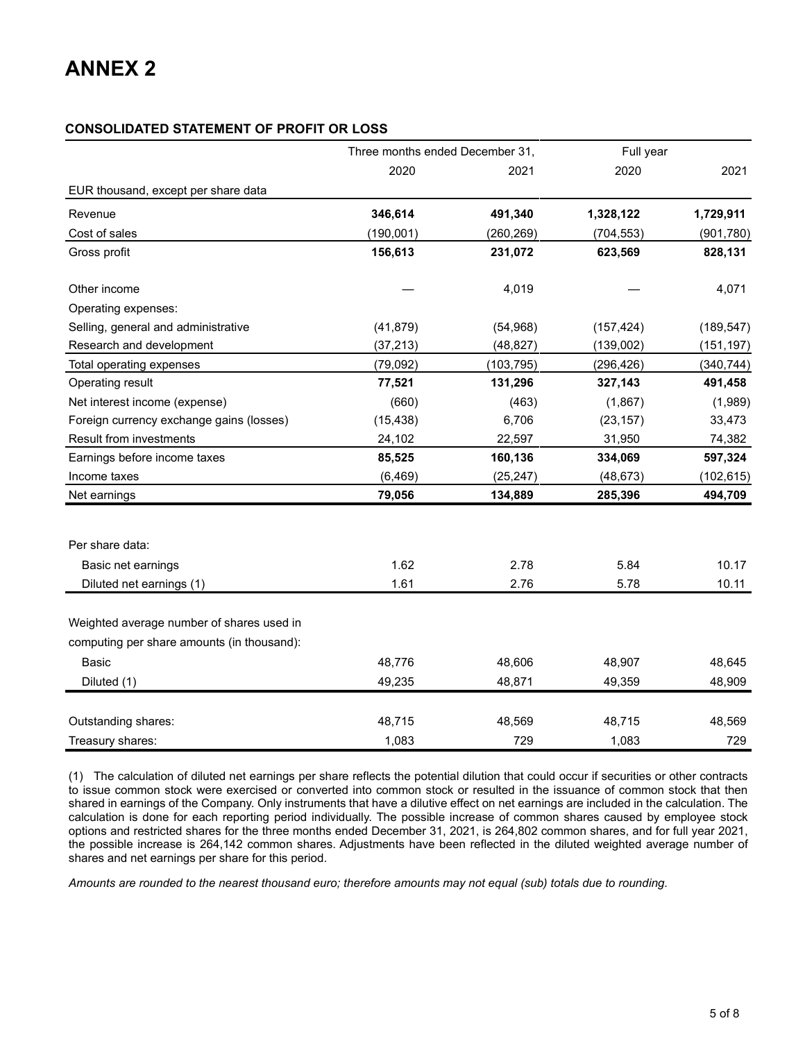# ANNEX 2

**CONSOLIDATED STATEMENT OF PROFIT OR LOSS**

| | Three months ended December 31, | | Full year | |
|---|---|---|---|---|
| | 2020 | 2021 | 2020 | 2021 |
| EUR thousand, except per share data | | | | |
| Revenue | **346,614** | **491,340** | **1,328,122** | **1,729,911** |
| Cost of sales | (190,001) | (260,269) | (704,553) | (901,780) |
| Gross profit | **156,613** | **231,072** | **623,569** | **828,131** |
| Other income | — | 4,019 | — | 4,071 |
| Operating expenses: | | | | |
| Selling, general and administrative | (41,879) | (54,968) | (157,424) | (189,547) |
| Research and development | (37,213) | (48,827) | (139,002) | (151,197) |
| Total operating expenses | (79,092) | (103,795) | (296,426) | (340,744) |
| Operating result | **77,521** | **131,296** | **327,143** | **491,458** |
| Net interest income (expense) | (660) | (463) | (1,867) | (1,989) |
| Foreign currency exchange gains (losses) | (15,438) | 6,706 | (23,157) | 33,473 |
| Result from investments | 24,102 | 22,597 | 31,950 | 74,382 |
| Earnings before income taxes | **85,525** | **160,136** | **334,069** | **597,324** |
| Income taxes | (6,469) | (25,247) | (48,673) | (102,615) |
| Net earnings | **79,056** | **134,889** | **285,396** | **494,709** |
| Per share data: | | | | |
| Basic net earnings | 1.62 | 2.78 | 5.84 | 10.17 |
| Diluted net earnings (1) | 1.61 | 2.76 | 5.78 | 10.11 |
| Weighted average number of shares used in computing per share amounts (in thousand): | | | | |
| Basic | 48,776 | 48,606 | 48,907 | 48,645 |
| Diluted (1) | 49,235 | 48,871 | 49,359 | 48,909 |
| Outstanding shares: | 48,715 | 48,569 | 48,715 | 48,569 |
| Treasury shares: | 1,083 | 729 | 1,083 | 729 |

(1) The calculation of diluted net earnings per share reflects the potential dilution that could occur if securities or other contracts to issue common stock were exercised or converted into common stock or resulted in the issuance of common stock that then shared in earnings of the Company. Only instruments that have a dilutive effect on net earnings are included in the calculation. The calculation is done for each reporting period individually. The possible increase of common shares caused by employee stock options and restricted shares for the three months ended December 31, 2021, is 264,802 common shares, and for full year 2021, the possible increase is 264,142 common shares. Adjustments have been reflected in the diluted weighted average number of shares and net earnings per share for this period.

*Amounts are rounded to the nearest thousand euro; therefore amounts may not equal (sub) totals due to rounding.*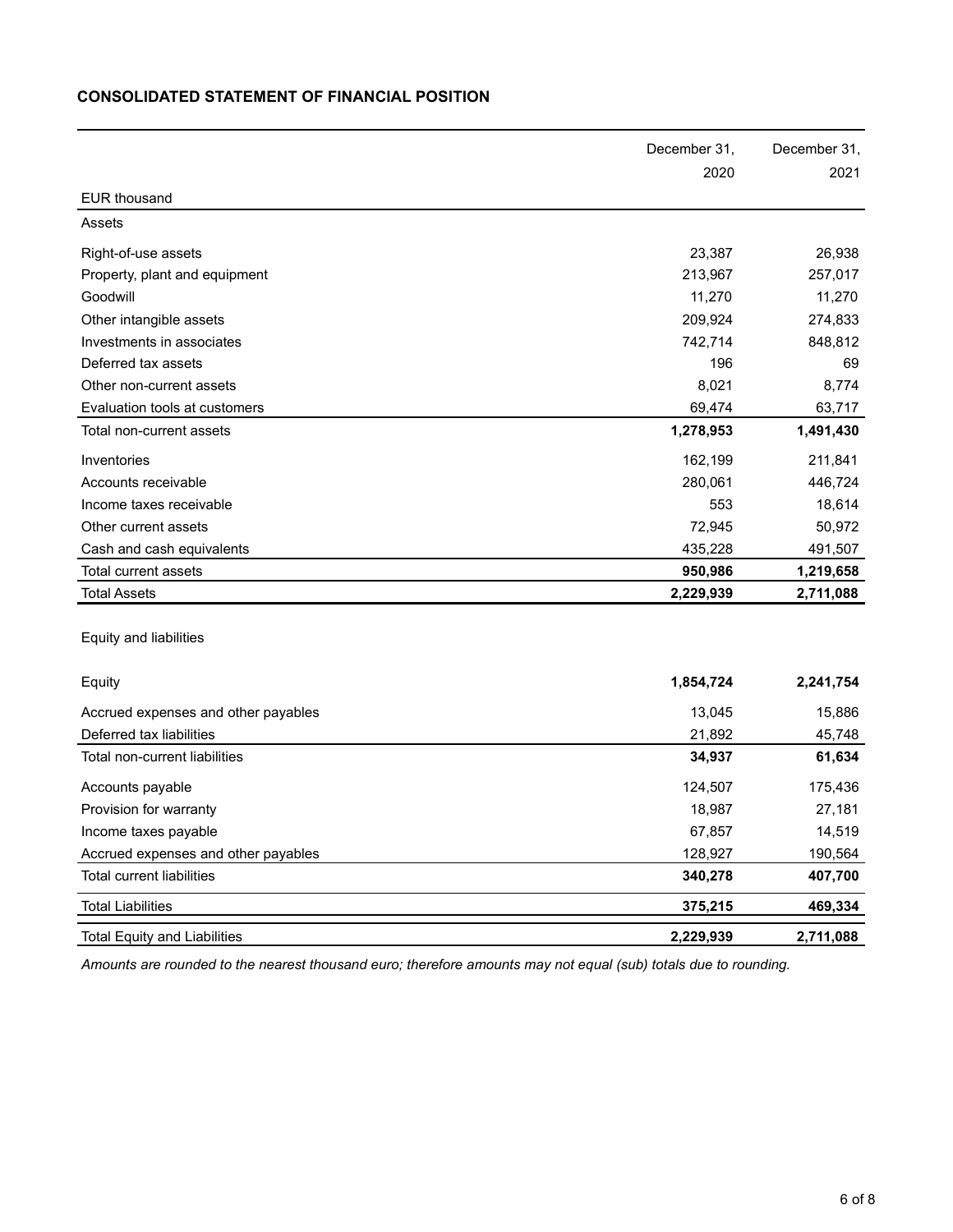## CONSOLIDATED STATEMENT OF FINANCIAL POSITION

| | December 31, 2020 | December 31, 2021 |
|---|---|---|
| EUR thousand | | |
| Assets | | |
| Right-of-use assets | 23,387 | 26,938 |
| Property, plant and equipment | 213,967 | 257,017 |
| Goodwill | 11,270 | 11,270 |
| Other intangible assets | 209,924 | 274,833 |
| Investments in associates | 742,714 | 848,812 |
| Deferred tax assets | 196 | 69 |
| Other non-current assets | 8,021 | 8,774 |
| Evaluation tools at customers | 69,474 | 63,717 |
| Total non-current assets | **1,278,953** | **1,491,430** |
| Inventories | 162,199 | 211,841 |
| Accounts receivable | 280,061 | 446,724 |
| Income taxes receivable | 553 | 18,614 |
| Other current assets | 72,945 | 50,972 |
| Cash and cash equivalents | 435,228 | 491,507 |
| Total current assets | **950,986** | **1,219,658** |
| Total Assets | **2,229,939** | **2,711,088** |
| Equity and liabilities | | |
| Equity | **1,854,724** | **2,241,754** |
| Accrued expenses and other payables | 13,045 | 15,886 |
| Deferred tax liabilities | 21,892 | 45,748 |
| Total non-current liabilities | **34,937** | **61,634** |
| Accounts payable | 124,507 | 175,436 |
| Provision for warranty | 18,987 | 27,181 |
| Income taxes payable | 67,857 | 14,519 |
| Accrued expenses and other payables | 128,927 | 190,564 |
| Total current liabilities | **340,278** | **407,700** |
| Total Liabilities | **375,215** | **469,334** |
| Total Equity and Liabilities | **2,229,939** | **2,711,088** |

*Amounts are rounded to the nearest thousand euro; therefore amounts may not equal (sub) totals due to rounding.*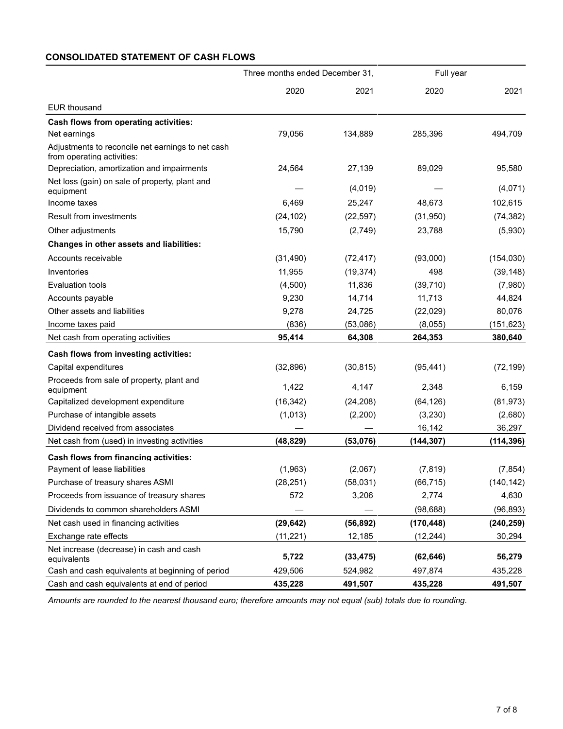## CONSOLIDATED STATEMENT OF CASH FLOWS

| | Three months ended December 31, | | Full year | |
|---|---|---|---|---|
| | 2020 | 2021 | 2020 | 2021 |
| EUR thousand | | | | |
| **Cash flows from operating activities:** | | | | |
| Net earnings | 79,056 | 134,889 | 285,396 | 494,709 |
| Adjustments to reconcile net earnings to net cash from operating activities: | | | | |
| Depreciation, amortization and impairments | 24,564 | 27,139 | 89,029 | 95,580 |
| Net loss (gain) on sale of property, plant and equipment | — | (4,019) | — | (4,071) |
| Income taxes | 6,469 | 25,247 | 48,673 | 102,615 |
| Result from investments | (24,102) | (22,597) | (31,950) | (74,382) |
| Other adjustments | 15,790 | (2,749) | 23,788 | (5,930) |
| **Changes in other assets and liabilities:** | | | | |
| Accounts receivable | (31,490) | (72,417) | (93,000) | (154,030) |
| Inventories | 11,955 | (19,374) | 498 | (39,148) |
| Evaluation tools | (4,500) | 11,836 | (39,710) | (7,980) |
| Accounts payable | 9,230 | 14,714 | 11,713 | 44,824 |
| Other assets and liabilities | 9,278 | 24,725 | (22,029) | 80,076 |
| Income taxes paid | (836) | (53,086) | (8,055) | (151,623) |
| Net cash from operating activities | **95,414** | **64,308** | **264,353** | **380,640** |
| **Cash flows from investing activities:** | | | | |
| Capital expenditures | (32,896) | (30,815) | (95,441) | (72,199) |
| Proceeds from sale of property, plant and equipment | 1,422 | 4,147 | 2,348 | 6,159 |
| Capitalized development expenditure | (16,342) | (24,208) | (64,126) | (81,973) |
| Purchase of intangible assets | (1,013) | (2,200) | (3,230) | (2,680) |
| Dividend received from associates | — | — | 16,142 | 36,297 |
| Net cash from (used) in investing activities | **(48,829)** | **(53,076)** | **(144,307)** | **(114,396)** |
| **Cash flows from financing activities:** | | | | |
| Payment of lease liabilities | (1,963) | (2,067) | (7,819) | (7,854) |
| Purchase of treasury shares ASMI | (28,251) | (58,031) | (66,715) | (140,142) |
| Proceeds from issuance of treasury shares | 572 | 3,206 | 2,774 | 4,630 |
| Dividends to common shareholders ASMI | — | — | (98,688) | (96,893) |
| Net cash used in financing activities | **(29,642)** | **(56,892)** | **(170,448)** | **(240,259)** |
| Exchange rate effects | (11,221) | 12,185 | (12,244) | 30,294 |
| Net increase (decrease) in cash and cash equivalents | **5,722** | **(33,475)** | **(62,646)** | **56,279** |
| Cash and cash equivalents at beginning of period | 429,506 | 524,982 | 497,874 | 435,228 |
| Cash and cash equivalents at end of period | **435,228** | **491,507** | **435,228** | **491,507** |

*Amounts are rounded to the nearest thousand euro; therefore amounts may not equal (sub) totals due to rounding.*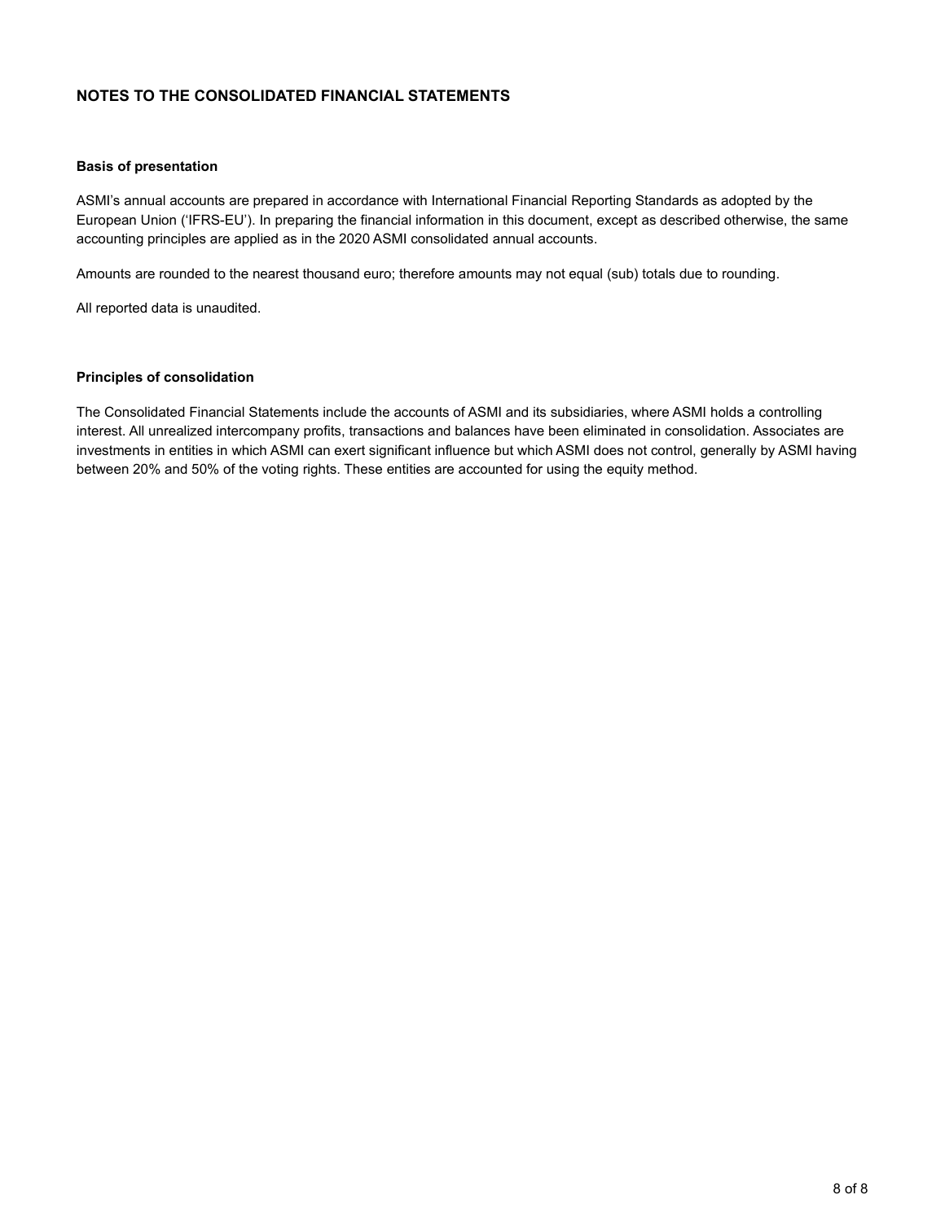## NOTES TO THE CONSOLIDATED FINANCIAL STATEMENTS

### Basis of presentation

ASMI’s annual accounts are prepared in accordance with International Financial Reporting Standards as adopted by the European Union (‘IFRS-EU’). In preparing the financial information in this document, except as described otherwise, the same accounting principles are applied as in the 2020 ASMI consolidated annual accounts.

Amounts are rounded to the nearest thousand euro; therefore amounts may not equal (sub) totals due to rounding.

All reported data is unaudited.

### Principles of consolidation

The Consolidated Financial Statements include the accounts of ASMI and its subsidiaries, where ASMI holds a controlling interest. All unrealized intercompany profits, transactions and balances have been eliminated in consolidation. Associates are investments in entities in which ASMI can exert significant influence but which ASMI does not control, generally by ASMI having between 20% and 50% of the voting rights. These entities are accounted for using the equity method.